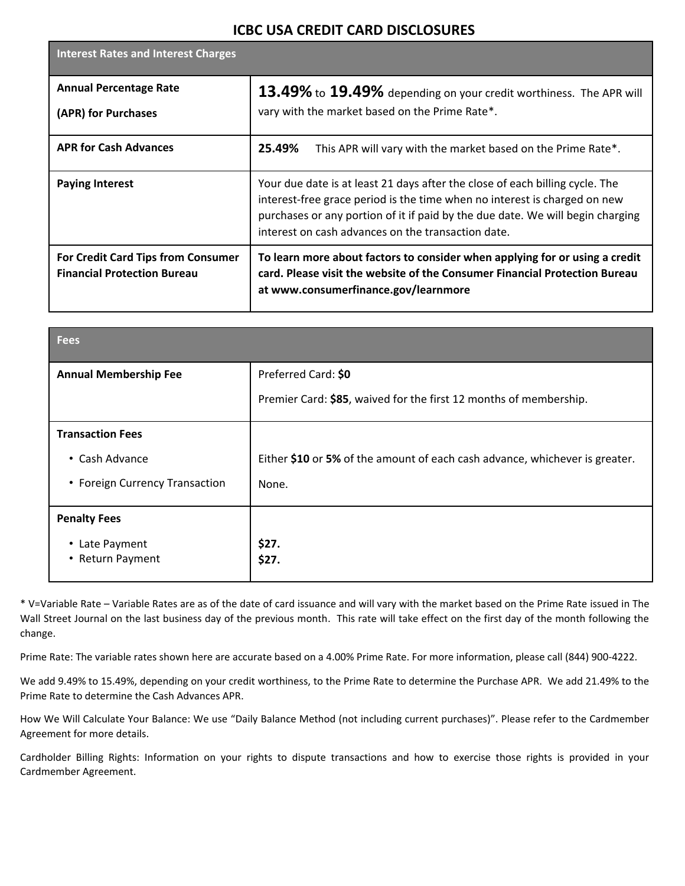# ICBC USA CREDIT CARD DISCLOSURES

| Interest Rates and Interest Charges | |
|---|---|
| **Annual Percentage Rate (APR) for Purchases** | **13.49%** to **19.49%** depending on your credit worthiness. The APR will vary with the market based on the Prime Rate*. |
| **APR for Cash Advances** | **25.49%** This APR will vary with the market based on the Prime Rate*. |
| **Paying Interest** | Your due date is at least 21 days after the close of each billing cycle. The interest-free grace period is the time when no interest is charged on new purchases or any portion of it if paid by the due date. We will begin charging interest on cash advances on the transaction date. |
| **For Credit Card Tips from Consumer Financial Protection Bureau** | **To learn more about factors to consider when applying for or using a credit card. Please visit the website of the Consumer Financial Protection Bureau at www.consumerfinance.gov/learnmore** |

| Fees | |
|---|---|
| **Annual Membership Fee** | Preferred Card: **$0**<br>Premier Card: **$85**, waived for the first 12 months of membership. |
| **Transaction Fees** | |
| • Cash Advance | Either **$10** or **5%** of the amount of each cash advance, whichever is greater. |
| • Foreign Currency Transaction | None. |
| **Penalty Fees** | |
| • Late Payment | **$27.** |
| • Return Payment | **$27.** |

* V=Variable Rate – Variable Rates are as of the date of card issuance and will vary with the market based on the Prime Rate issued in The Wall Street Journal on the last business day of the previous month. This rate will take effect on the first day of the month following the change.

Prime Rate: The variable rates shown here are accurate based on a 4.00% Prime Rate. For more information, please call (844) 900-4222.

We add 9.49% to 15.49%, depending on your credit worthiness, to the Prime Rate to determine the Purchase APR. We add 21.49% to the Prime Rate to determine the Cash Advances APR.

How We Will Calculate Your Balance: We use "Daily Balance Method (not including current purchases)". Please refer to the Cardmember Agreement for more details.

Cardholder Billing Rights: Information on your rights to dispute transactions and how to exercise those rights is provided in your Cardmember Agreement.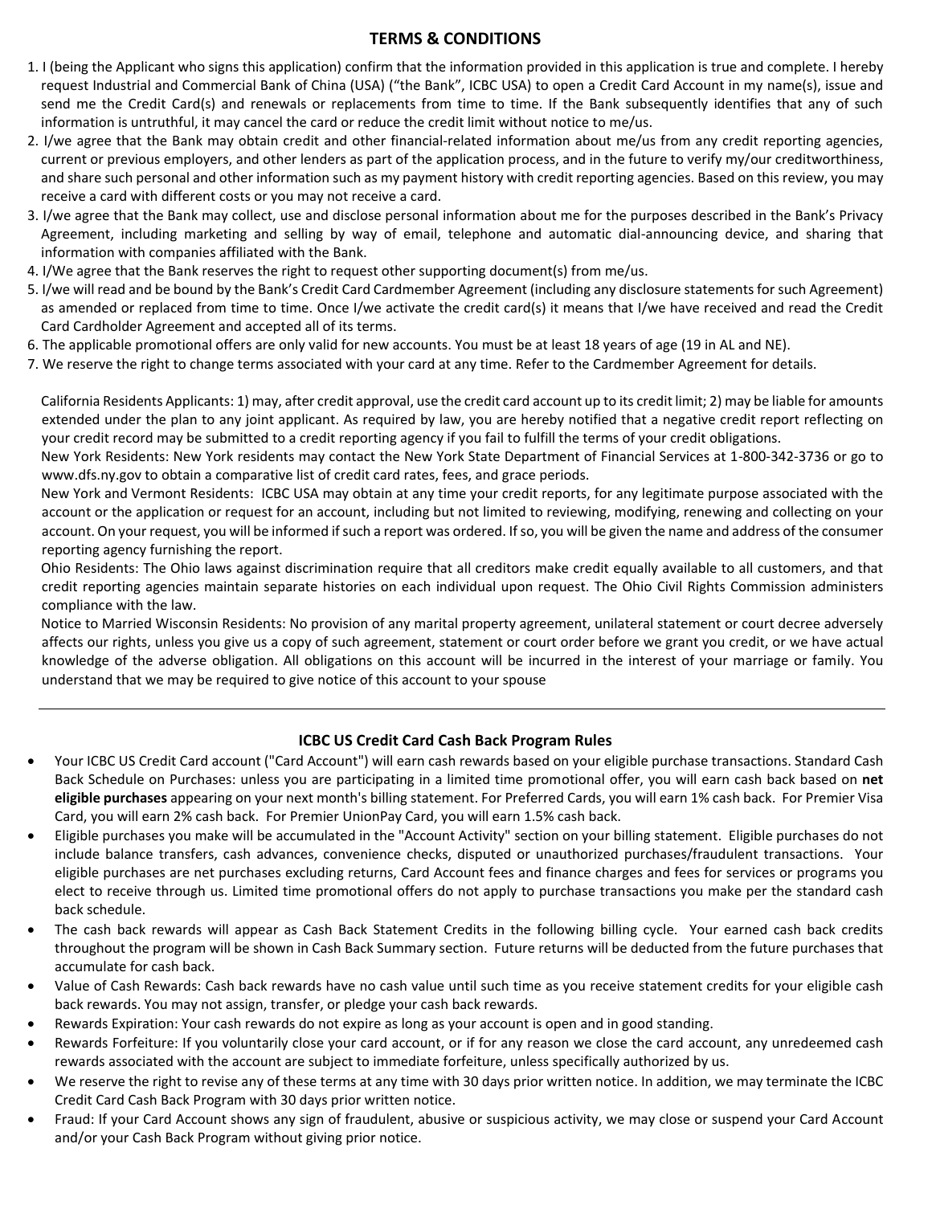## TERMS & CONDITIONS

1. I (being the Applicant who signs this application) confirm that the information provided in this application is true and complete. I hereby request Industrial and Commercial Bank of China (USA) ("the Bank", ICBC USA) to open a Credit Card Account in my name(s), issue and send me the Credit Card(s) and renewals or replacements from time to time. If the Bank subsequently identifies that any of such information is untruthful, it may cancel the card or reduce the credit limit without notice to me/us.
2. I/we agree that the Bank may obtain credit and other financial-related information about me/us from any credit reporting agencies, current or previous employers, and other lenders as part of the application process, and in the future to verify my/our creditworthiness, and share such personal and other information such as my payment history with credit reporting agencies. Based on this review, you may receive a card with different costs or you may not receive a card.
3. I/we agree that the Bank may collect, use and disclose personal information about me for the purposes described in the Bank's Privacy Agreement, including marketing and selling by way of email, telephone and automatic dial-announcing device, and sharing that information with companies affiliated with the Bank.
4. I/We agree that the Bank reserves the right to request other supporting document(s) from me/us.
5. I/we will read and be bound by the Bank's Credit Card Cardmember Agreement (including any disclosure statements for such Agreement) as amended or replaced from time to time. Once I/we activate the credit card(s) it means that I/we have received and read the Credit Card Cardholder Agreement and accepted all of its terms.
6. The applicable promotional offers are only valid for new accounts. You must be at least 18 years of age (19 in AL and NE).
7. We reserve the right to change terms associated with your card at any time. Refer to the Cardmember Agreement for details.

California Residents Applicants: 1) may, after credit approval, use the credit card account up to its credit limit; 2) may be liable for amounts extended under the plan to any joint applicant. As required by law, you are hereby notified that a negative credit report reflecting on your credit record may be submitted to a credit reporting agency if you fail to fulfill the terms of your credit obligations.

New York Residents: New York residents may contact the New York State Department of Financial Services at 1-800-342-3736 or go to www.dfs.ny.gov to obtain a comparative list of credit card rates, fees, and grace periods.

New York and Vermont Residents: ICBC USA may obtain at any time your credit reports, for any legitimate purpose associated with the account or the application or request for an account, including but not limited to reviewing, modifying, renewing and collecting on your account. On your request, you will be informed if such a report was ordered. If so, you will be given the name and address of the consumer reporting agency furnishing the report.

Ohio Residents: The Ohio laws against discrimination require that all creditors make credit equally available to all customers, and that credit reporting agencies maintain separate histories on each individual upon request. The Ohio Civil Rights Commission administers compliance with the law.

Notice to Married Wisconsin Residents: No provision of any marital property agreement, unilateral statement or court decree adversely affects our rights, unless you give us a copy of such agreement, statement or court order before we grant you credit, or we have actual knowledge of the adverse obligation. All obligations on this account will be incurred in the interest of your marriage or family. You understand that we may be required to give notice of this account to your spouse

---

## ICBC US Credit Card Cash Back Program Rules

- Your ICBC US Credit Card account ("Card Account") will earn cash rewards based on your eligible purchase transactions. Standard Cash Back Schedule on Purchases: unless you are participating in a limited time promotional offer, you will earn cash back based on **net eligible purchases** appearing on your next month's billing statement. For Preferred Cards, you will earn 1% cash back. For Premier Visa Card, you will earn 2% cash back. For Premier UnionPay Card, you will earn 1.5% cash back.
- Eligible purchases you make will be accumulated in the "Account Activity" section on your billing statement. Eligible purchases do not include balance transfers, cash advances, convenience checks, disputed or unauthorized purchases/fraudulent transactions. Your eligible purchases are net purchases excluding returns, Card Account fees and finance charges and fees for services or programs you elect to receive through us. Limited time promotional offers do not apply to purchase transactions you make per the standard cash back schedule.
- The cash back rewards will appear as Cash Back Statement Credits in the following billing cycle. Your earned cash back credits throughout the program will be shown in Cash Back Summary section. Future returns will be deducted from the future purchases that accumulate for cash back.
- Value of Cash Rewards: Cash back rewards have no cash value until such time as you receive statement credits for your eligible cash back rewards. You may not assign, transfer, or pledge your cash back rewards.
- Rewards Expiration: Your cash rewards do not expire as long as your account is open and in good standing.
- Rewards Forfeiture: If you voluntarily close your card account, or if for any reason we close the card account, any unredeemed cash rewards associated with the account are subject to immediate forfeiture, unless specifically authorized by us.
- We reserve the right to revise any of these terms at any time with 30 days prior written notice. In addition, we may terminate the ICBC Credit Card Cash Back Program with 30 days prior written notice.
- Fraud: If your Card Account shows any sign of fraudulent, abusive or suspicious activity, we may close or suspend your Card Account and/or your Cash Back Program without giving prior notice.